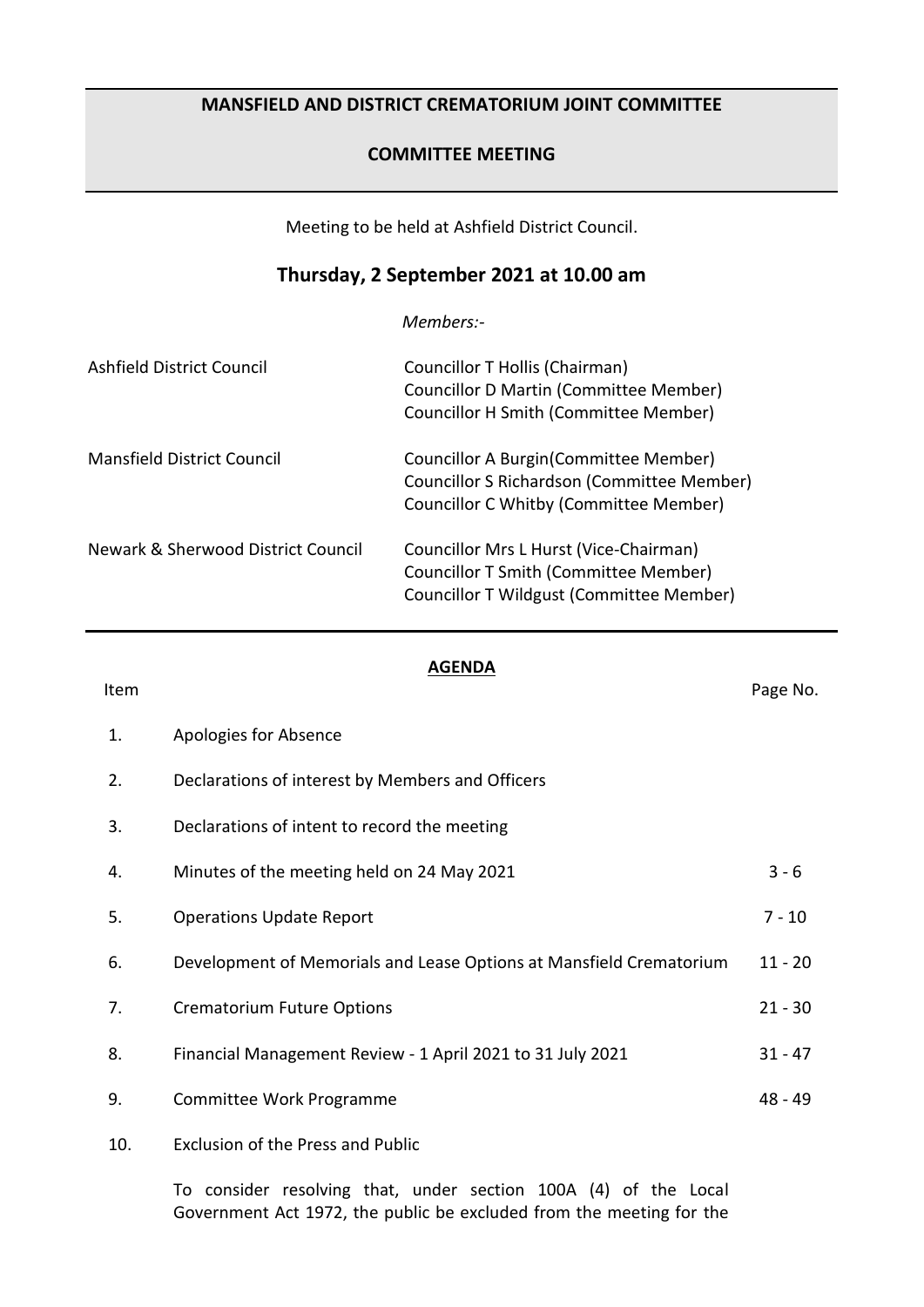# MANSFIELD AND DISTRICT CREMATORIUM JOINT COMMITTEE

## COMMITTEE MEETING

Meeting to be held at Ashfield District Council.

**Thursday, 2 September 2021 at 10.00 am**

*Members:-*

| | |
|---|---|
| Ashfield District Council | Councillor T Hollis (Chairman)<br>Councillor D Martin (Committee Member)<br>Councillor H Smith (Committee Member) |
| Mansfield District Council | Councillor A Burgin(Committee Member)<br>Councillor S Richardson (Committee Member)<br>Councillor C Whitby (Committee Member) |
| Newark & Sherwood District Council | Councillor Mrs L Hurst (Vice-Chairman)<br>Councillor T Smith (Committee Member)<br>Councillor T Wildgust (Committee Member) |

## AGENDA

| Item | | Page No. |
|---|---|---|
| 1. | Apologies for Absence | |
| 2. | Declarations of interest by Members and Officers | |
| 3. | Declarations of intent to record the meeting | |
| 4. | Minutes of the meeting held on 24 May 2021 | 3 - 6 |
| 5. | Operations Update Report | 7 - 10 |
| 6. | Development of Memorials and Lease Options at Mansfield Crematorium | 11 - 20 |
| 7. | Crematorium Future Options | 21 - 30 |
| 8. | Financial Management Review - 1 April 2021 to 31 July 2021 | 31 - 47 |
| 9. | Committee Work Programme | 48 - 49 |
| 10. | Exclusion of the Press and Public | |

To consider resolving that, under section 100A (4) of the Local Government Act 1972, the public be excluded from the meeting for the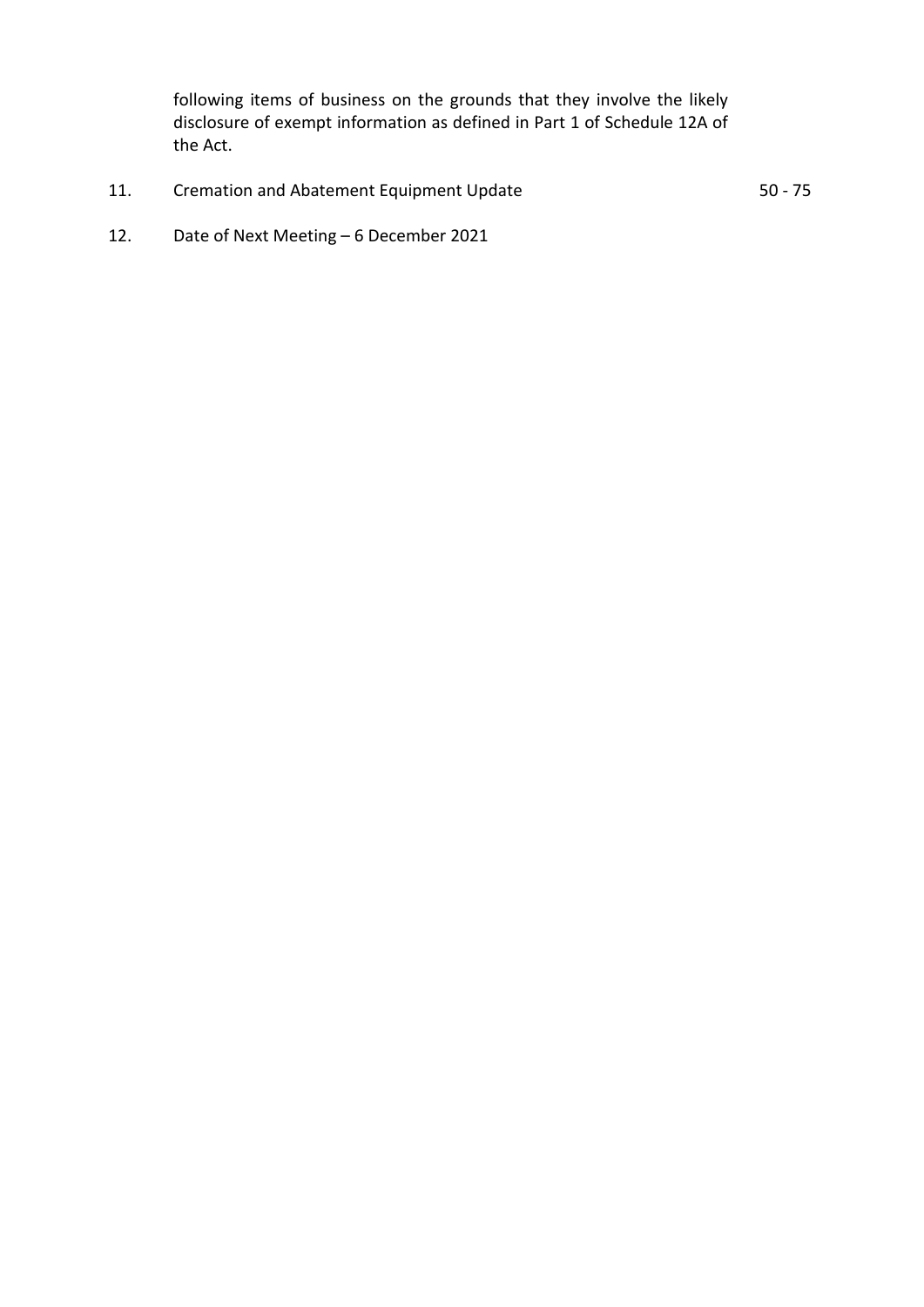following items of business on the grounds that they involve the likely disclosure of exempt information as defined in Part 1 of Schedule 12A of the Act.

11. Cremation and Abatement Equipment Update 50 - 75

12. Date of Next Meeting – 6 December 2021